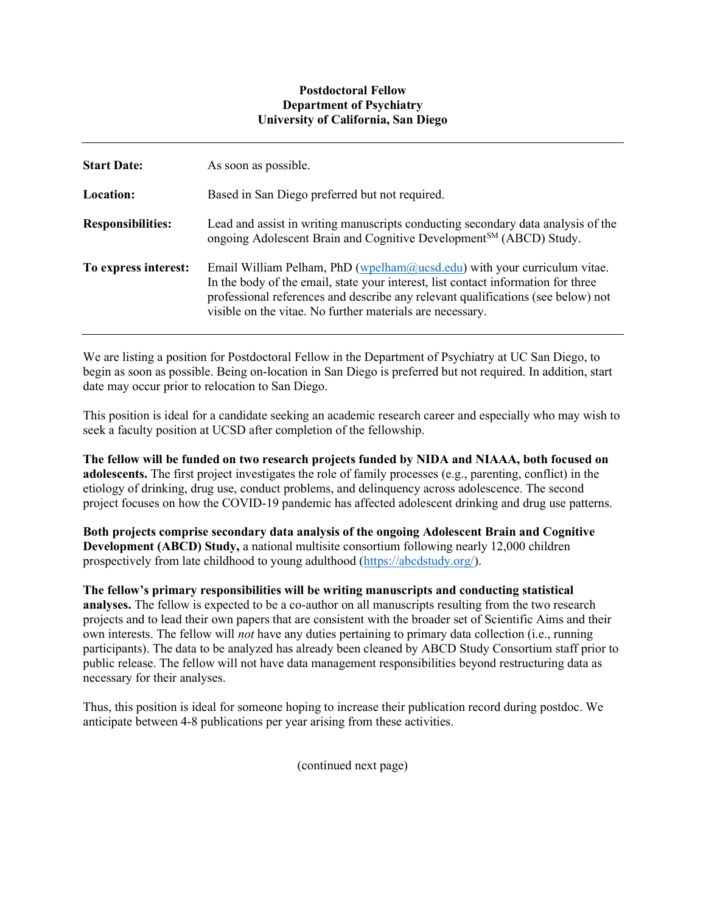**Postdoctoral Fellow**
**Department of Psychiatry**
**University of California, San Diego**

---

| | |
|---|---|
| **Start Date:** | As soon as possible. |
| **Location:** | Based in San Diego preferred but not required. |
| **Responsibilities:** | Lead and assist in writing manuscripts conducting secondary data analysis of the ongoing Adolescent Brain and Cognitive Development[SM] (ABCD) Study. |
| **To express interest:** | Email William Pelham, PhD (wpelham@ucsd.edu) with your curriculum vitae. In the body of the email, state your interest, list contact information for three professional references and describe any relevant qualifications (see below) not visible on the vitae. No further materials are necessary. |

---

We are listing a position for Postdoctoral Fellow in the Department of Psychiatry at UC San Diego, to begin as soon as possible. Being on-location in San Diego is preferred but not required. In addition, start date may occur prior to relocation to San Diego.

This position is ideal for a candidate seeking an academic research career and especially who may wish to seek a faculty position at UCSD after completion of the fellowship.

**The fellow will be funded on two research projects funded by NIDA and NIAAA, both focused on adolescents.** The first project investigates the role of family processes (e.g., parenting, conflict) in the etiology of drinking, drug use, conduct problems, and delinquency across adolescence. The second project focuses on how the COVID-19 pandemic has affected adolescent drinking and drug use patterns.

**Both projects comprise secondary data analysis of the ongoing Adolescent Brain and Cognitive Development (ABCD) Study,** a national multisite consortium following nearly 12,000 children prospectively from late childhood to young adulthood (https://abcdstudy.org/).

**The fellow's primary responsibilities will be writing manuscripts and conducting statistical analyses.** The fellow is expected to be a co-author on all manuscripts resulting from the two research projects and to lead their own papers that are consistent with the broader set of Scientific Aims and their own interests. The fellow will *not* have any duties pertaining to primary data collection (i.e., running participants). The data to be analyzed has already been cleaned by ABCD Study Consortium staff prior to public release. The fellow will not have data management responsibilities beyond restructuring data as necessary for their analyses.

Thus, this position is ideal for someone hoping to increase their publication record during postdoc. We anticipate between 4-8 publications per year arising from these activities.

(continued next page)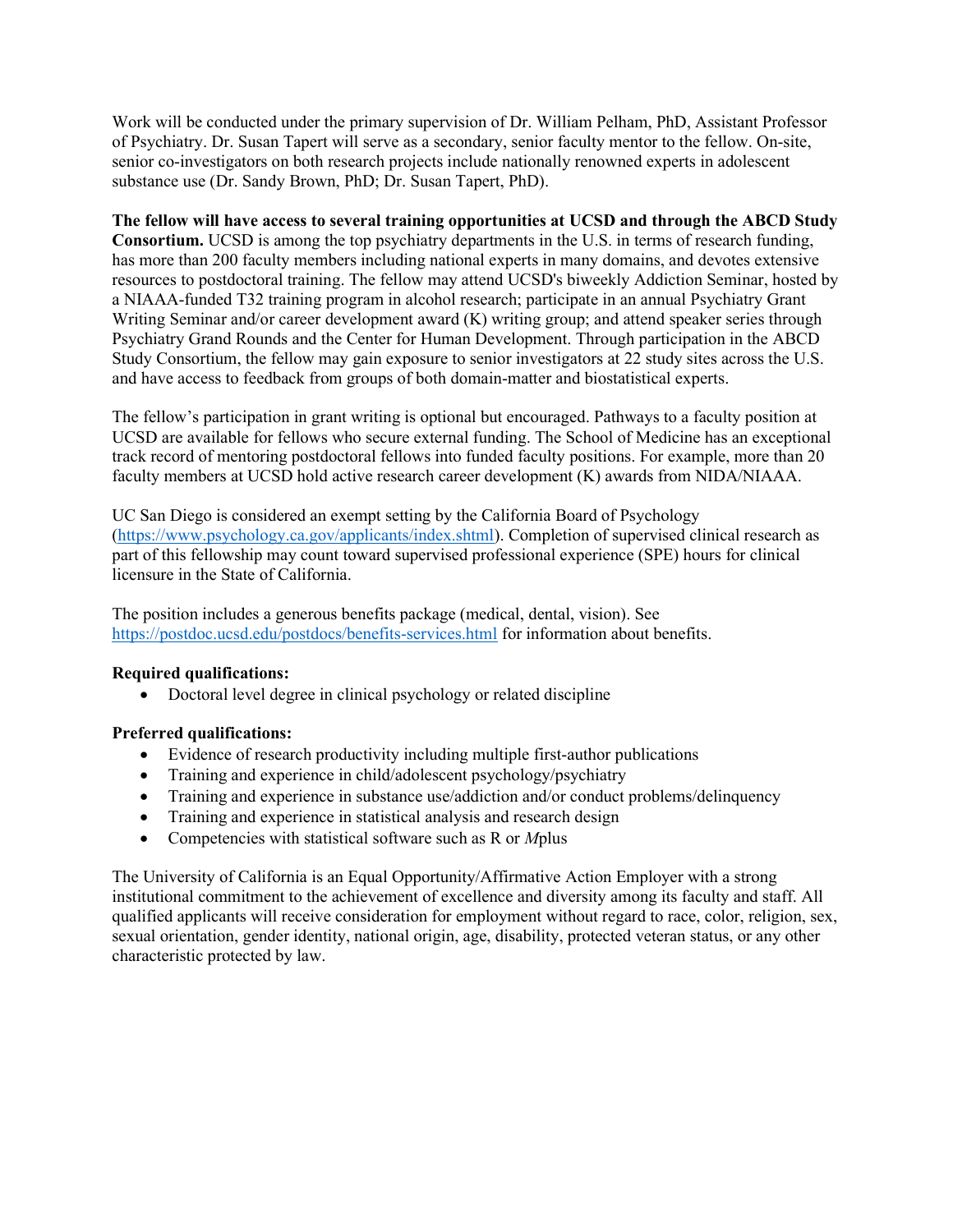Work will be conducted under the primary supervision of Dr. William Pelham, PhD, Assistant Professor of Psychiatry. Dr. Susan Tapert will serve as a secondary, senior faculty mentor to the fellow. On-site, senior co-investigators on both research projects include nationally renowned experts in adolescent substance use (Dr. Sandy Brown, PhD; Dr. Susan Tapert, PhD).

**The fellow will have access to several training opportunities at UCSD and through the ABCD Study Consortium.** UCSD is among the top psychiatry departments in the U.S. in terms of research funding, has more than 200 faculty members including national experts in many domains, and devotes extensive resources to postdoctoral training. The fellow may attend UCSD's biweekly Addiction Seminar, hosted by a NIAAA-funded T32 training program in alcohol research; participate in an annual Psychiatry Grant Writing Seminar and/or career development award (K) writing group; and attend speaker series through Psychiatry Grand Rounds and the Center for Human Development. Through participation in the ABCD Study Consortium, the fellow may gain exposure to senior investigators at 22 study sites across the U.S. and have access to feedback from groups of both domain-matter and biostatistical experts.

The fellow's participation in grant writing is optional but encouraged. Pathways to a faculty position at UCSD are available for fellows who secure external funding. The School of Medicine has an exceptional track record of mentoring postdoctoral fellows into funded faculty positions. For example, more than 20 faculty members at UCSD hold active research career development (K) awards from NIDA/NIAAA.

UC San Diego is considered an exempt setting by the California Board of Psychology (https://www.psychology.ca.gov/applicants/index.shtml). Completion of supervised clinical research as part of this fellowship may count toward supervised professional experience (SPE) hours for clinical licensure in the State of California.

The position includes a generous benefits package (medical, dental, vision). See https://postdoc.ucsd.edu/postdocs/benefits-services.html for information about benefits.

**Required qualifications:**

- Doctoral level degree in clinical psychology or related discipline

**Preferred qualifications:**

- Evidence of research productivity including multiple first-author publications
- Training and experience in child/adolescent psychology/psychiatry
- Training and experience in substance use/addiction and/or conduct problems/delinquency
- Training and experience in statistical analysis and research design
- Competencies with statistical software such as R or *M*plus

The University of California is an Equal Opportunity/Affirmative Action Employer with a strong institutional commitment to the achievement of excellence and diversity among its faculty and staff. All qualified applicants will receive consideration for employment without regard to race, color, religion, sex, sexual orientation, gender identity, national origin, age, disability, protected veteran status, or any other characteristic protected by law.